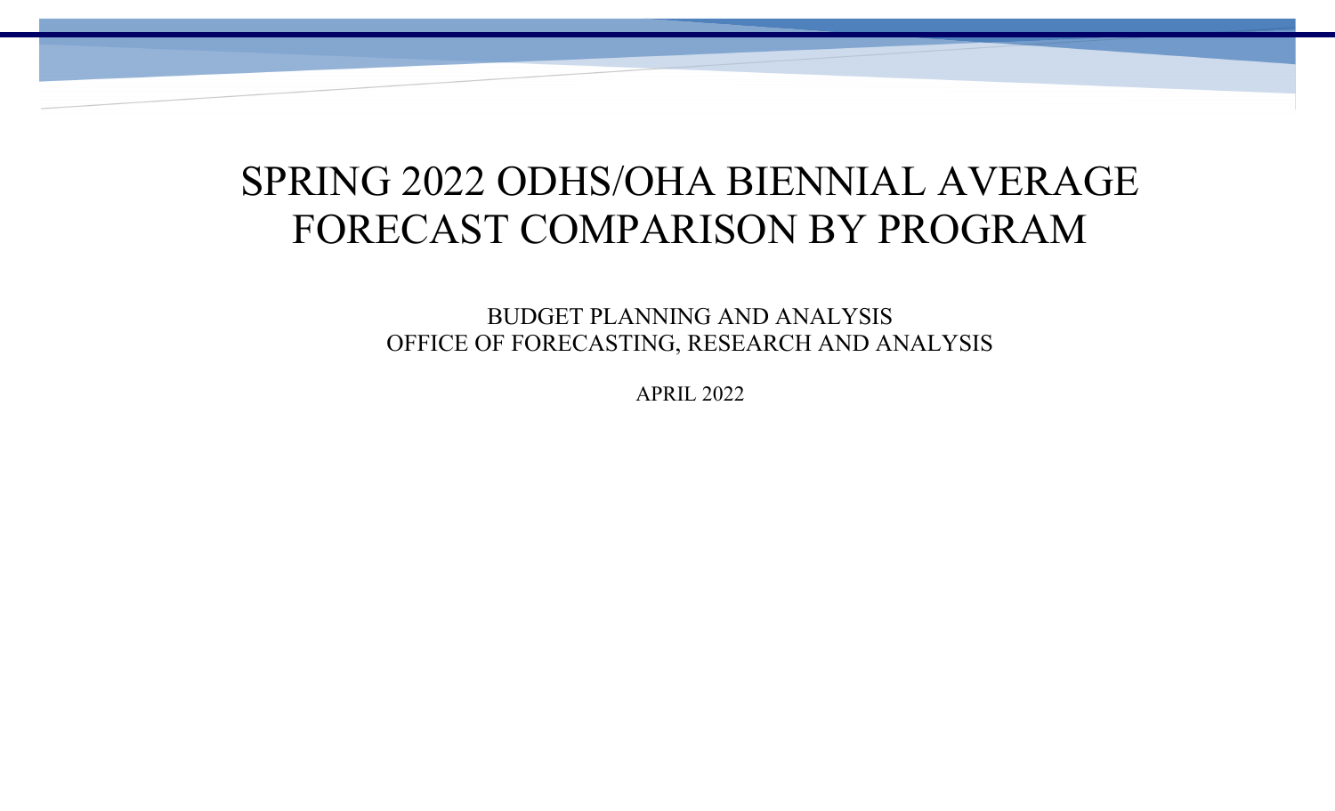# SPRING 2022 ODHS/OHA BIENNIAL AVERAGE FORECAST COMPARISON BY PROGRAM

BUDGET PLANNING AND ANALYSIS
OFFICE OF FORECASTING, RESEARCH AND ANALYSIS

APRIL 2022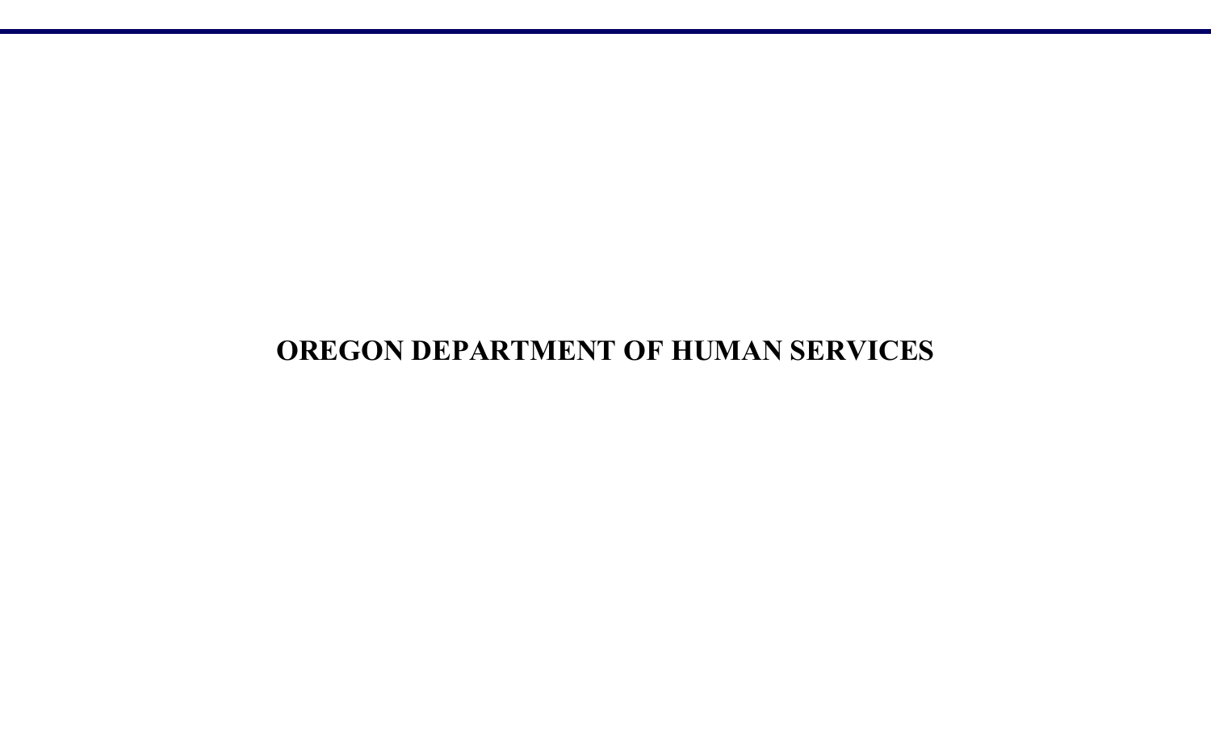**OREGON DEPARTMENT OF HUMAN SERVICES**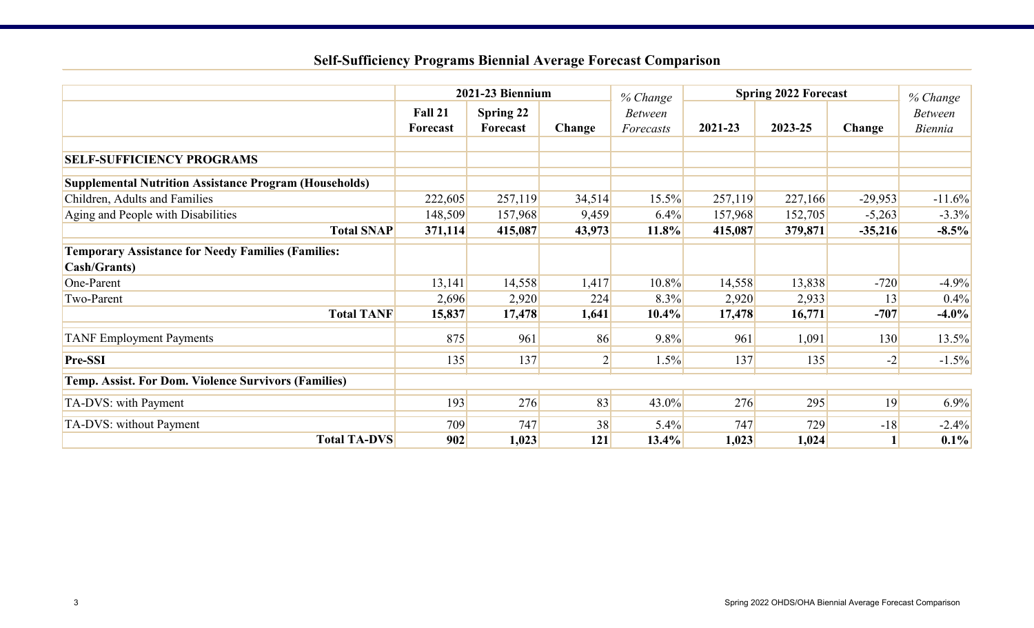## Self-Sufficiency Programs Biennial Average Forecast Comparison

| | 2021-23 Biennium | | | *% Change* | Spring 2022 Forecast | | | *% Change* |
|---|---|---|---|---|---|---|---|---|
| | **Fall 21 Forecast** | **Spring 22 Forecast** | **Change** | *Between Forecasts* | **2021-23** | **2023-25** | **Change** | *Between Biennia* |
| **SELF-SUFFICIENCY PROGRAMS** | | | | | | | | |
| **Supplemental Nutrition Assistance Program (Households)** | | | | | | | | |
| Children, Adults and Families | 222,605 | 257,119 | 34,514 | 15.5% | 257,119 | 227,166 | -29,953 | -11.6% |
| Aging and People with Disabilities | 148,509 | 157,968 | 9,459 | 6.4% | 157,968 | 152,705 | -5,263 | -3.3% |
| **Total SNAP** | **371,114** | **415,087** | **43,973** | **11.8%** | **415,087** | **379,871** | **-35,216** | **-8.5%** |
| **Temporary Assistance for Needy Families (Families: Cash/Grants)** | | | | | | | | |
| One-Parent | 13,141 | 14,558 | 1,417 | 10.8% | 14,558 | 13,838 | -720 | -4.9% |
| Two-Parent | 2,696 | 2,920 | 224 | 8.3% | 2,920 | 2,933 | 13 | 0.4% |
| **Total TANF** | **15,837** | **17,478** | **1,641** | **10.4%** | **17,478** | **16,771** | **-707** | **-4.0%** |
| TANF Employment Payments | 875 | 961 | 86 | 9.8% | 961 | 1,091 | 130 | 13.5% |
| **Pre-SSI** | 135 | 137 | 2 | 1.5% | 137 | 135 | -2 | -1.5% |
| **Temp. Assist. For Dom. Violence Survivors (Families)** | | | | | | | | |
| TA-DVS: with Payment | 193 | 276 | 83 | 43.0% | 276 | 295 | 19 | 6.9% |
| TA-DVS: without Payment | 709 | 747 | 38 | 5.4% | 747 | 729 | -18 | -2.4% |
| **Total TA-DVS** | **902** | **1,023** | **121** | **13.4%** | **1,023** | **1,024** | **1** | **0.1%** |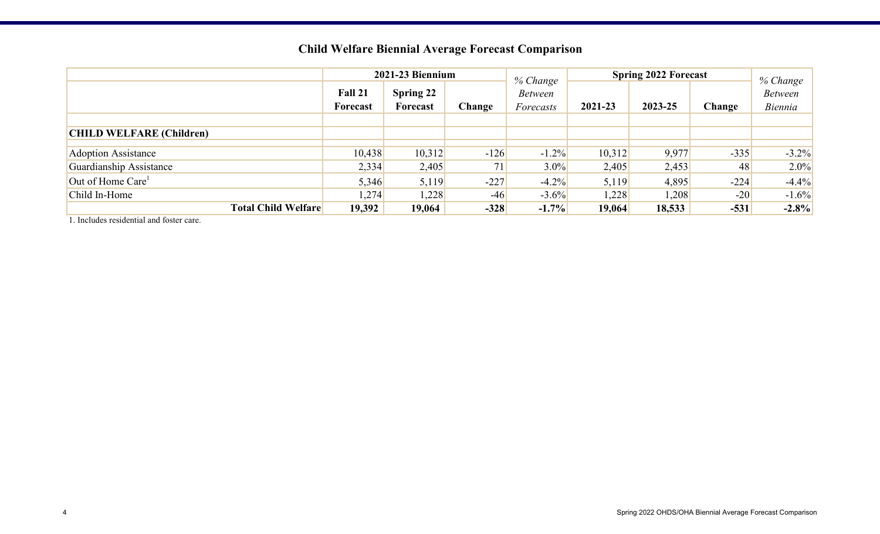## Child Welfare Biennial Average Forecast Comparison

| | 2021-23 Biennium | | | *% Change Between Forecasts* | Spring 2022 Forecast | | | *% Change Between Biennia* |
|---|---|---|---|---|---|---|---|---|
| | **Fall 21 Forecast** | **Spring 22 Forecast** | **Change** | | **2021-23** | **2023-25** | **Change** | |
| | | | | | | | | |
| **CHILD WELFARE (Children)** | | | | | | | | |
| Adoption Assistance | 10,438 | 10,312 | -126 | -1.2% | 10,312 | 9,977 | -335 | -3.2% |
| Guardianship Assistance | 2,334 | 2,405 | 71 | 3.0% | 2,405 | 2,453 | 48 | 2.0% |
| Out of Home Care[1] | 5,346 | 5,119 | -227 | -4.2% | 5,119 | 4,895 | -224 | -4.4% |
| Child In-Home | 1,274 | 1,228 | -46 | -3.6% | 1,228 | 1,208 | -20 | -1.6% |
| **Total Child Welfare** | **19,392** | **19,064** | **-328** | **-1.7%** | **19,064** | **18,533** | **-531** | **-2.8%** |

1. Includes residential and foster care.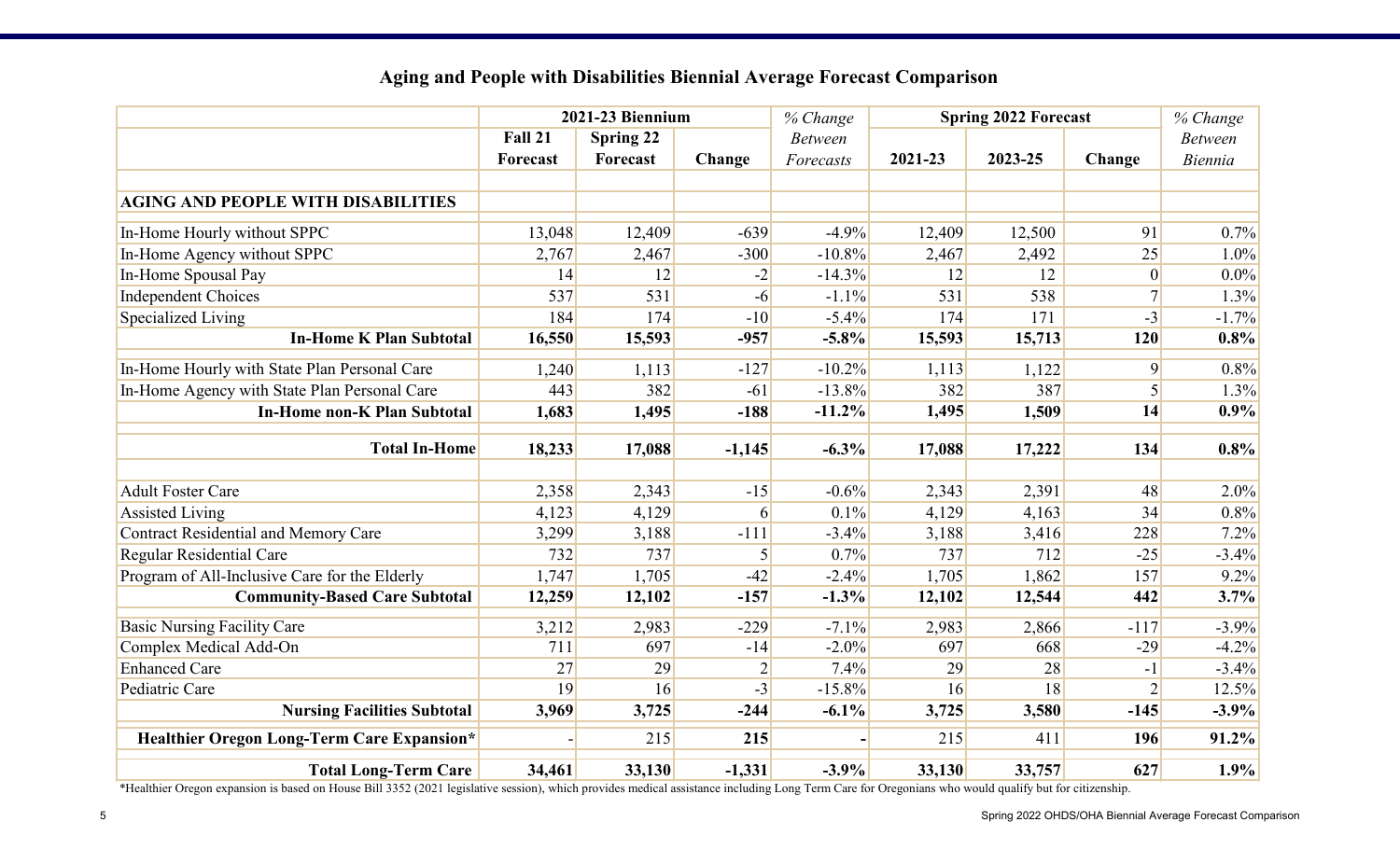## Aging and People with Disabilities Biennial Average Forecast Comparison

| | 2021-23 Biennium | | | *% Change* | Spring 2022 Forecast | | | *% Change* |
|---|---|---|---|---|---|---|---|---|
| | **Fall 21 Forecast** | **Spring 22 Forecast** | **Change** | *Between Forecasts* | **2021-23** | **2023-25** | **Change** | *Between Biennia* |
| **AGING AND PEOPLE WITH DISABILITIES** | | | | | | | | |
| In-Home Hourly without SPPC | 13,048 | 12,409 | -639 | -4.9% | 12,409 | 12,500 | 91 | 0.7% |
| In-Home Agency without SPPC | 2,767 | 2,467 | -300 | -10.8% | 2,467 | 2,492 | 25 | 1.0% |
| In-Home Spousal Pay | 14 | 12 | -2 | -14.3% | 12 | 12 | 0 | 0.0% |
| Independent Choices | 537 | 531 | -6 | -1.1% | 531 | 538 | 7 | 1.3% |
| Specialized Living | 184 | 174 | -10 | -5.4% | 174 | 171 | -3 | -1.7% |
| **In-Home K Plan Subtotal** | **16,550** | **15,593** | **-957** | **-5.8%** | **15,593** | **15,713** | **120** | **0.8%** |
| In-Home Hourly with State Plan Personal Care | 1,240 | 1,113 | -127 | -10.2% | 1,113 | 1,122 | 9 | 0.8% |
| In-Home Agency with State Plan Personal Care | 443 | 382 | -61 | -13.8% | 382 | 387 | 5 | 1.3% |
| **In-Home non-K Plan Subtotal** | **1,683** | **1,495** | **-188** | **-11.2%** | **1,495** | **1,509** | **14** | **0.9%** |
| **Total In-Home** | **18,233** | **17,088** | **-1,145** | **-6.3%** | **17,088** | **17,222** | **134** | **0.8%** |
| Adult Foster Care | 2,358 | 2,343 | -15 | -0.6% | 2,343 | 2,391 | 48 | 2.0% |
| Assisted Living | 4,123 | 4,129 | 6 | 0.1% | 4,129 | 4,163 | 34 | 0.8% |
| Contract Residential and Memory Care | 3,299 | 3,188 | -111 | -3.4% | 3,188 | 3,416 | 228 | 7.2% |
| Regular Residential Care | 732 | 737 | 5 | 0.7% | 737 | 712 | -25 | -3.4% |
| Program of All-Inclusive Care for the Elderly | 1,747 | 1,705 | -42 | -2.4% | 1,705 | 1,862 | 157 | 9.2% |
| **Community-Based Care Subtotal** | **12,259** | **12,102** | **-157** | **-1.3%** | **12,102** | **12,544** | **442** | **3.7%** |
| Basic Nursing Facility Care | 3,212 | 2,983 | -229 | -7.1% | 2,983 | 2,866 | -117 | -3.9% |
| Complex Medical Add-On | 711 | 697 | -14 | -2.0% | 697 | 668 | -29 | -4.2% |
| Enhanced Care | 27 | 29 | 2 | 7.4% | 29 | 28 | -1 | -3.4% |
| Pediatric Care | 19 | 16 | -3 | -15.8% | 16 | 18 | 2 | 12.5% |
| **Nursing Facilities Subtotal** | **3,969** | **3,725** | **-244** | **-6.1%** | **3,725** | **3,580** | **-145** | **-3.9%** |
| **Healthier Oregon Long-Term Care Expansion*** | - | 215 | **215** | **-** | 215 | 411 | **196** | **91.2%** |
| **Total Long-Term Care** | **34,461** | **33,130** | **-1,331** | **-3.9%** | **33,130** | **33,757** | **627** | **1.9%** |

*Healthier Oregon expansion is based on House Bill 3352 (2021 legislative session), which provides medical assistance including Long Term Care for Oregonians who would qualify but for citizenship.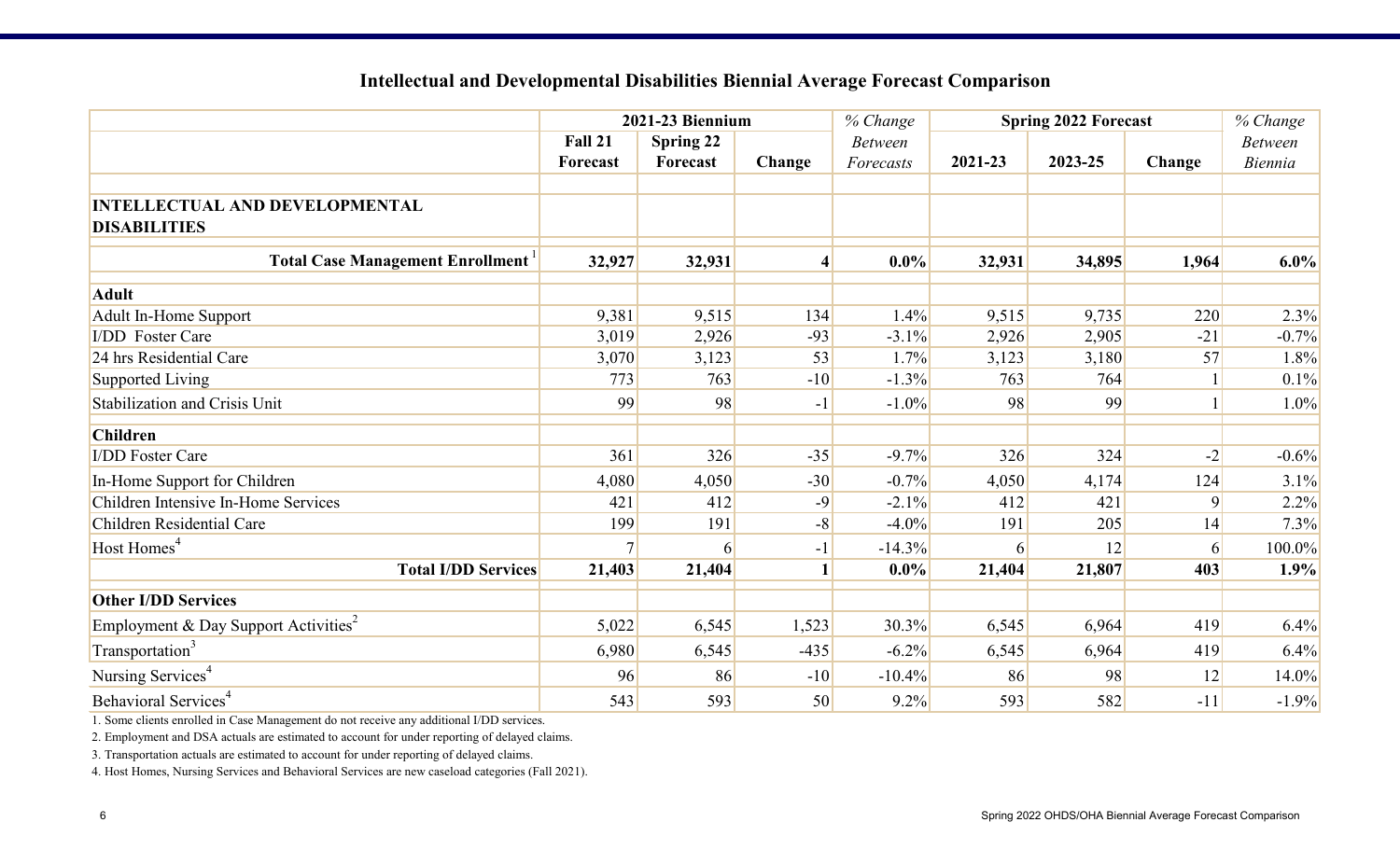## Intellectual and Developmental Disabilities Biennial Average Forecast Comparison

| | 2021-23 Biennium | | | *% Change* | Spring 2022 Forecast | | | *% Change* |
|---|---|---|---|---|---|---|---|---|
| | **Fall 21 Forecast** | **Spring 22 Forecast** | **Change** | *Between Forecasts* | **2021-23** | **2023-25** | **Change** | *Between Biennia* |
| **INTELLECTUAL AND DEVELOPMENTAL DISABILITIES** | | | | | | | | |
| **Total Case Management Enrollment** [1] | **32,927** | **32,931** | **4** | **0.0%** | **32,931** | **34,895** | **1,964** | **6.0%** |
| **Adult** | | | | | | | | |
| Adult In-Home Support | 9,381 | 9,515 | 134 | 1.4% | 9,515 | 9,735 | 220 | 2.3% |
| I/DD Foster Care | 3,019 | 2,926 | -93 | -3.1% | 2,926 | 2,905 | -21 | -0.7% |
| 24 hrs Residential Care | 3,070 | 3,123 | 53 | 1.7% | 3,123 | 3,180 | 57 | 1.8% |
| Supported Living | 773 | 763 | -10 | -1.3% | 763 | 764 | 1 | 0.1% |
| Stabilization and Crisis Unit | 99 | 98 | -1 | -1.0% | 98 | 99 | 1 | 1.0% |
| **Children** | | | | | | | | |
| I/DD Foster Care | 361 | 326 | -35 | -9.7% | 326 | 324 | -2 | -0.6% |
| In-Home Support for Children | 4,080 | 4,050 | -30 | -0.7% | 4,050 | 4,174 | 124 | 3.1% |
| Children Intensive In-Home Services | 421 | 412 | -9 | -2.1% | 412 | 421 | 9 | 2.2% |
| Children Residential Care | 199 | 191 | -8 | -4.0% | 191 | 205 | 14 | 7.3% |
| Host Homes[4] | 7 | 6 | -1 | -14.3% | 6 | 12 | 6 | 100.0% |
| **Total I/DD Services** | **21,403** | **21,404** | **1** | **0.0%** | **21,404** | **21,807** | **403** | **1.9%** |
| **Other I/DD Services** | | | | | | | | |
| Employment & Day Support Activities[2] | 5,022 | 6,545 | 1,523 | 30.3% | 6,545 | 6,964 | 419 | 6.4% |
| Transportation[3] | 6,980 | 6,545 | -435 | -6.2% | 6,545 | 6,964 | 419 | 6.4% |
| Nursing Services[4] | 96 | 86 | -10 | -10.4% | 86 | 98 | 12 | 14.0% |
| Behavioral Services[4] | 543 | 593 | 50 | 9.2% | 593 | 582 | -11 | -1.9% |

1. Some clients enrolled in Case Management do not receive any additional I/DD services.
2. Employment and DSA actuals are estimated to account for under reporting of delayed claims.
3. Transportation actuals are estimated to account for under reporting of delayed claims.
4. Host Homes, Nursing Services and Behavioral Services are new caseload categories (Fall 2021).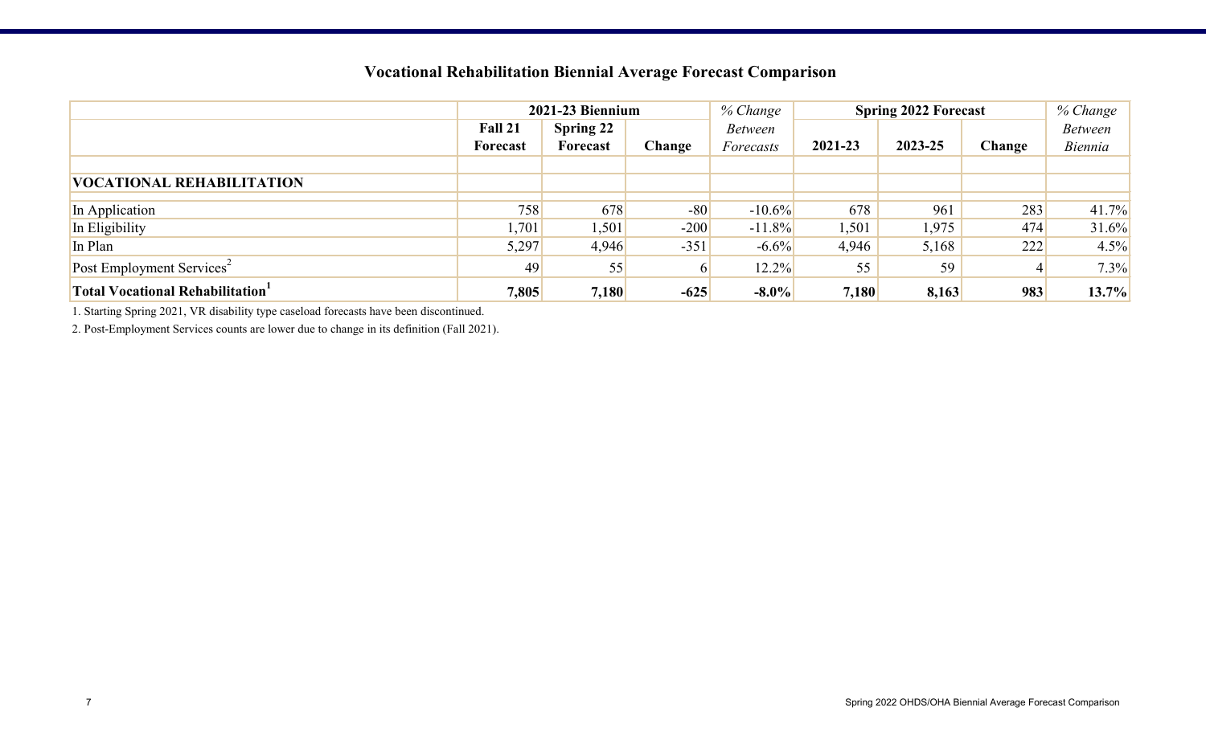## Vocational Rehabilitation Biennial Average Forecast Comparison

| | 2021-23 Biennium | | | *% Change* | Spring 2022 Forecast | | | *% Change* |
|---|---|---|---|---|---|---|---|---|
| | **Fall 21 Forecast** | **Spring 22 Forecast** | **Change** | *Between Forecasts* | **2021-23** | **2023-25** | **Change** | *Between Biennia* |
| **VOCATIONAL REHABILITATION** | | | | | | | | |
| In Application | 758 | 678 | -80 | -10.6% | 678 | 961 | 283 | 41.7% |
| In Eligibility | 1,701 | 1,501 | -200 | -11.8% | 1,501 | 1,975 | 474 | 31.6% |
| In Plan | 5,297 | 4,946 | -351 | -6.6% | 4,946 | 5,168 | 222 | 4.5% |
| Post Employment Services[2] | 49 | 55 | 6 | 12.2% | 55 | 59 | 4 | 7.3% |
| **Total Vocational Rehabilitation[1]** | **7,805** | **7,180** | **-625** | **-8.0%** | **7,180** | **8,163** | **983** | **13.7%** |

1. Starting Spring 2021, VR disability type caseload forecasts have been discontinued.

2. Post-Employment Services counts are lower due to change in its definition (Fall 2021).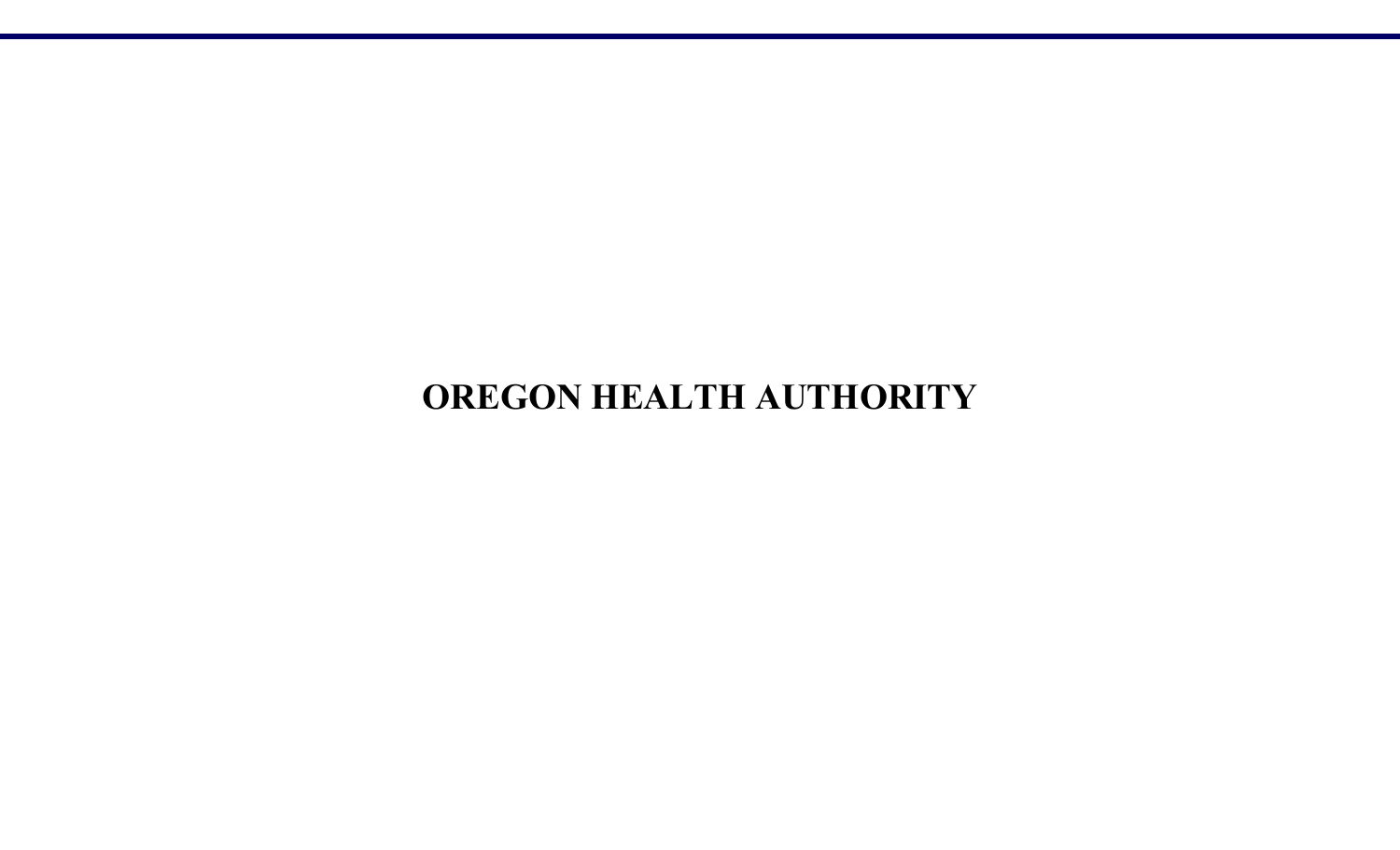# OREGON HEALTH AUTHORITY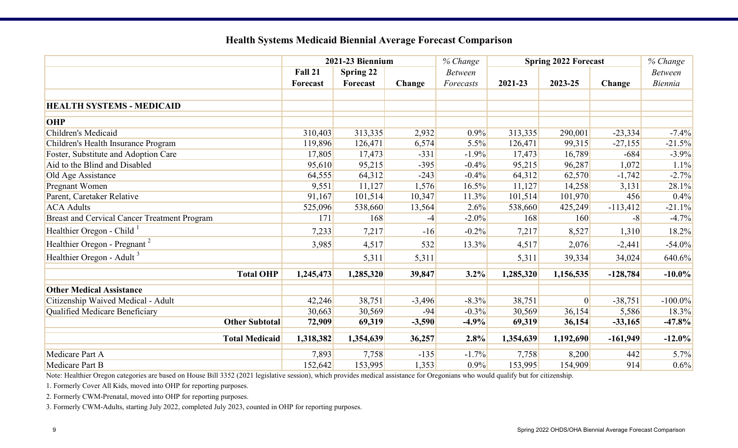## Health Systems Medicaid Biennial Average Forecast Comparison

| | 2021-23 Biennium | | | *% Change* | Spring 2022 Forecast | | | *% Change* |
|---|---|---|---|---|---|---|---|---|
| | **Fall 21 Forecast** | **Spring 22 Forecast** | **Change** | *Between Forecasts* | **2021-23** | **2023-25** | **Change** | *Between Biennia* |
| **HEALTH SYSTEMS - MEDICAID** | | | | | | | | |
| **OHP** | | | | | | | | |
| Children's Medicaid | 310,403 | 313,335 | 2,932 | 0.9% | 313,335 | 290,001 | -23,334 | -7.4% |
| Children's Health Insurance Program | 119,896 | 126,471 | 6,574 | 5.5% | 126,471 | 99,315 | -27,155 | -21.5% |
| Foster, Substitute and Adoption Care | 17,805 | 17,473 | -331 | -1.9% | 17,473 | 16,789 | -684 | -3.9% |
| Aid to the Blind and Disabled | 95,610 | 95,215 | -395 | -0.4% | 95,215 | 96,287 | 1,072 | 1.1% |
| Old Age Assistance | 64,555 | 64,312 | -243 | -0.4% | 64,312 | 62,570 | -1,742 | -2.7% |
| Pregnant Women | 9,551 | 11,127 | 1,576 | 16.5% | 11,127 | 14,258 | 3,131 | 28.1% |
| Parent, Caretaker Relative | 91,167 | 101,514 | 10,347 | 11.3% | 101,514 | 101,970 | 456 | 0.4% |
| ACA Adults | 525,096 | 538,660 | 13,564 | 2.6% | 538,660 | 425,249 | -113,412 | -21.1% |
| Breast and Cervical Cancer Treatment Program | 171 | 168 | -4 | -2.0% | 168 | 160 | -8 | -4.7% |
| Healthier Oregon - Child [1] | 7,233 | 7,217 | -16 | -0.2% | 7,217 | 8,527 | 1,310 | 18.2% |
| Healthier Oregon - Pregnant [2] | 3,985 | 4,517 | 532 | 13.3% | 4,517 | 2,076 | -2,441 | -54.0% |
| Healthier Oregon - Adult [3] | | 5,311 | 5,311 | | 5,311 | 39,334 | 34,024 | 640.6% |
| **Total OHP** | **1,245,473** | **1,285,320** | **39,847** | **3.2%** | **1,285,320** | **1,156,535** | **-128,784** | **-10.0%** |
| **Other Medical Assistance** | | | | | | | | |
| Citizenship Waived Medical - Adult | 42,246 | 38,751 | -3,496 | -8.3% | 38,751 | 0 | -38,751 | -100.0% |
| Qualified Medicare Beneficiary | 30,663 | 30,569 | -94 | -0.3% | 30,569 | 36,154 | 5,586 | 18.3% |
| **Other Subtotal** | **72,909** | **69,319** | **-3,590** | **-4.9%** | **69,319** | **36,154** | **-33,165** | **-47.8%** |
| **Total Medicaid** | **1,318,382** | **1,354,639** | **36,257** | **2.8%** | **1,354,639** | **1,192,690** | **-161,949** | **-12.0%** |
| Medicare Part A | 7,893 | 7,758 | -135 | -1.7% | 7,758 | 8,200 | 442 | 5.7% |
| Medicare Part B | 152,642 | 153,995 | 1,353 | 0.9% | 153,995 | 154,909 | 914 | 0.6% |

Note: Healthier Oregon categories are based on House Bill 3352 (2021 legislative session), which provides medical assistance for Oregonians who would qualify but for citizenship.

1. Formerly Cover All Kids, moved into OHP for reporting purposes.

2. Formerly CWM-Prenatal, moved into OHP for reporting purposes.

3. Formerly CWM-Adults, starting July 2022, completed July 2023, counted in OHP for reporting purposes.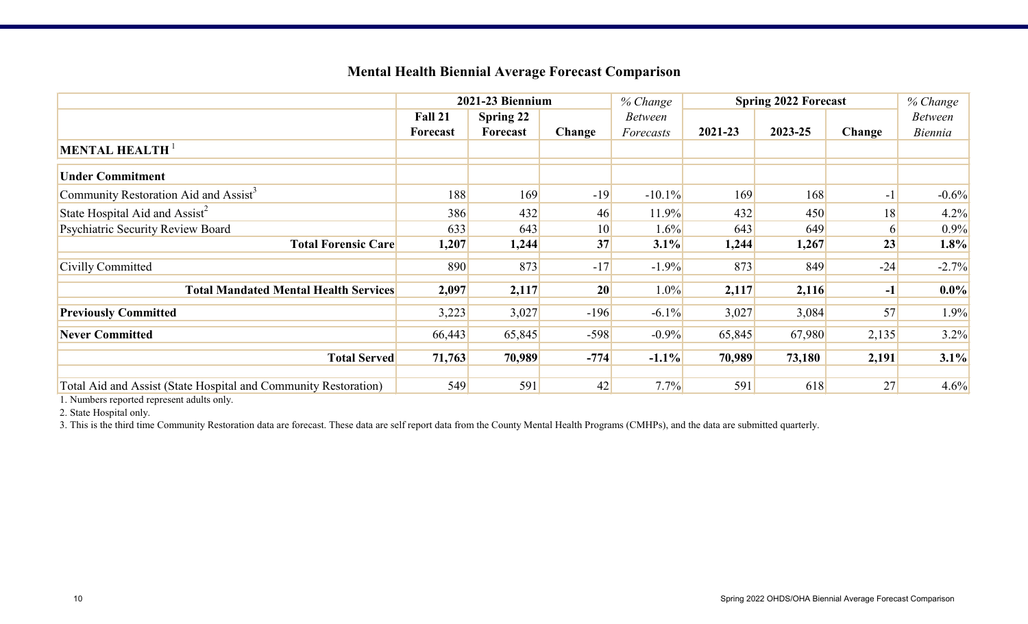## Mental Health Biennial Average Forecast Comparison

| | 2021-23 Biennium | | | *% Change Between Forecasts* | Spring 2022 Forecast | | | *% Change Between Biennia* |
|---|---|---|---|---|---|---|---|---|
| | **Fall 21 Forecast** | **Spring 22 Forecast** | **Change** | | **2021-23** | **2023-25** | **Change** | |
| **MENTAL HEALTH** [1] | | | | | | | | |
| **Under Commitment** | | | | | | | | |
| Community Restoration Aid and Assist[3] | 188 | 169 | -19 | -10.1% | 169 | 168 | -1 | -0.6% |
| State Hospital Aid and Assist[2] | 386 | 432 | 46 | 11.9% | 432 | 450 | 18 | 4.2% |
| Psychiatric Security Review Board | 633 | 643 | 10 | 1.6% | 643 | 649 | 6 | 0.9% |
| **Total Forensic Care** | **1,207** | **1,244** | **37** | **3.1%** | **1,244** | **1,267** | **23** | **1.8%** |
| Civilly Committed | 890 | 873 | -17 | -1.9% | 873 | 849 | -24 | -2.7% |
| **Total Mandated Mental Health Services** | **2,097** | **2,117** | **20** | 1.0% | **2,117** | **2,116** | **-1** | **0.0%** |
| **Previously Committed** | 3,223 | 3,027 | -196 | -6.1% | 3,027 | 3,084 | 57 | 1.9% |
| **Never Committed** | 66,443 | 65,845 | -598 | -0.9% | 65,845 | 67,980 | 2,135 | 3.2% |
| **Total Served** | **71,763** | **70,989** | **-774** | **-1.1%** | **70,989** | **73,180** | **2,191** | **3.1%** |
| Total Aid and Assist (State Hospital and Community Restoration) | 549 | 591 | 42 | 7.7% | 591 | 618 | 27 | 4.6% |

1. Numbers reported represent adults only.
2. State Hospital only.
3. This is the third time Community Restoration data are forecast. These data are self report data from the County Mental Health Programs (CMHPs), and the data are submitted quarterly.